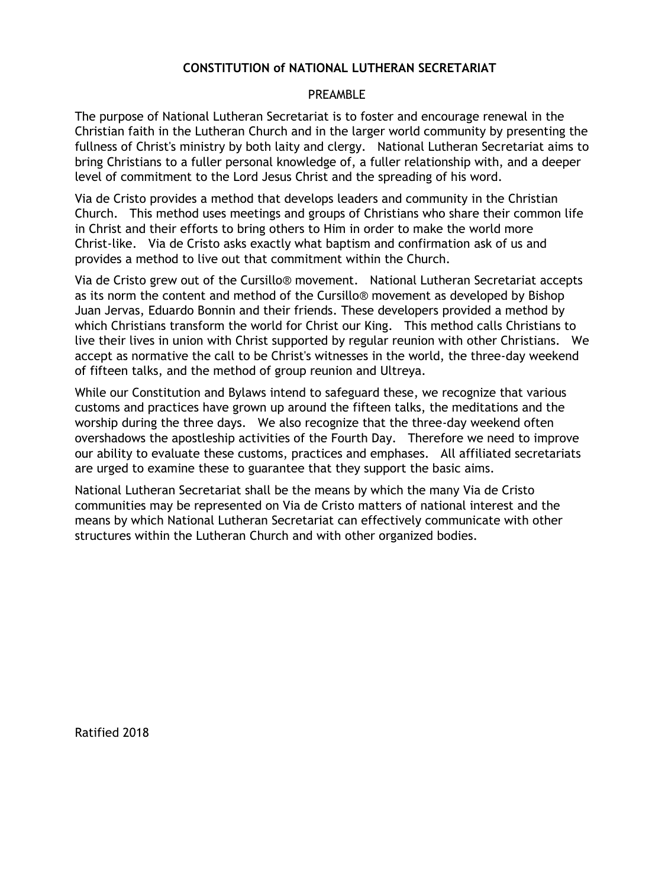# CONSTITUTION of NATIONAL LUTHERAN SECRETARIAT

## PREAMBLE

The purpose of National Lutheran Secretariat is to foster and encourage renewal in the Christian faith in the Lutheran Church and in the larger world community by presenting the fullness of Christ's ministry by both laity and clergy. National Lutheran Secretariat aims to bring Christians to a fuller personal knowledge of, a fuller relationship with, and a deeper level of commitment to the Lord Jesus Christ and the spreading of his word.

Via de Cristo provides a method that develops leaders and community in the Christian Church. This method uses meetings and groups of Christians who share their common life in Christ and their efforts to bring others to Him in order to make the world more Christ-like. Via de Cristo asks exactly what baptism and confirmation ask of us and provides a method to live out that commitment within the Church.

Via de Cristo grew out of the Cursillo® movement. National Lutheran Secretariat accepts as its norm the content and method of the Cursillo® movement as developed by Bishop Juan Jervas, Eduardo Bonnin and their friends. These developers provided a method by which Christians transform the world for Christ our King. This method calls Christians to live their lives in union with Christ supported by regular reunion with other Christians. We accept as normative the call to be Christ's witnesses in the world, the three-day weekend of fifteen talks, and the method of group reunion and Ultreya.

While our Constitution and Bylaws intend to safeguard these, we recognize that various customs and practices have grown up around the fifteen talks, the meditations and the worship during the three days. We also recognize that the three-day weekend often overshadows the apostleship activities of the Fourth Day. Therefore we need to improve our ability to evaluate these customs, practices and emphases. All affiliated secretariats are urged to examine these to guarantee that they support the basic aims.

National Lutheran Secretariat shall be the means by which the many Via de Cristo communities may be represented on Via de Cristo matters of national interest and the means by which National Lutheran Secretariat can effectively communicate with other structures within the Lutheran Church and with other organized bodies.

Ratified 2018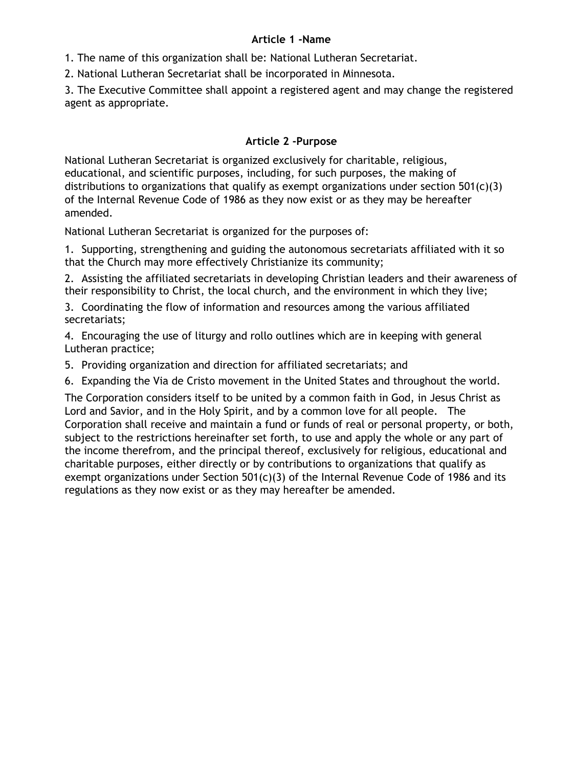## Article 1 -Name

1. The name of this organization shall be: National Lutheran Secretariat.

2. National Lutheran Secretariat shall be incorporated in Minnesota.

3. The Executive Committee shall appoint a registered agent and may change the registered agent as appropriate.

## Article 2 –Purpose

National Lutheran Secretariat is organized exclusively for charitable, religious, educational, and scientific purposes, including, for such purposes, the making of distributions to organizations that qualify as exempt organizations under section 501(c)(3) of the Internal Revenue Code of 1986 as they now exist or as they may be hereafter amended.

National Lutheran Secretariat is organized for the purposes of:

1. Supporting, strengthening and guiding the autonomous secretariats affiliated with it so that the Church may more effectively Christianize its community;

2. Assisting the affiliated secretariats in developing Christian leaders and their awareness of their responsibility to Christ, the local church, and the environment in which they live;

3. Coordinating the flow of information and resources among the various affiliated secretariats;

4. Encouraging the use of liturgy and rollo outlines which are in keeping with general Lutheran practice;

5. Providing organization and direction for affiliated secretariats; and

6. Expanding the Via de Cristo movement in the United States and throughout the world.

The Corporation considers itself to be united by a common faith in God, in Jesus Christ as Lord and Savior, and in the Holy Spirit, and by a common love for all people. The Corporation shall receive and maintain a fund or funds of real or personal property, or both, subject to the restrictions hereinafter set forth, to use and apply the whole or any part of the income therefrom, and the principal thereof, exclusively for religious, educational and charitable purposes, either directly or by contributions to organizations that qualify as exempt organizations under Section 501(c)(3) of the Internal Revenue Code of 1986 and its regulations as they now exist or as they may hereafter be amended.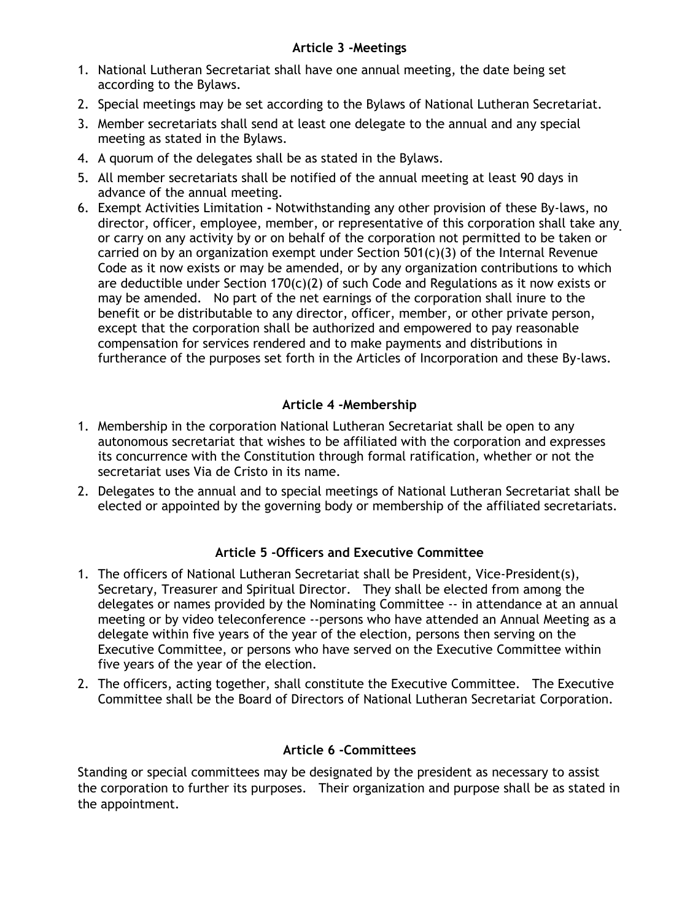### Article 3 -Meetings

1. National Lutheran Secretariat shall have one annual meeting, the date being set according to the Bylaws.
2. Special meetings may be set according to the Bylaws of National Lutheran Secretariat.
3. Member secretariats shall send at least one delegate to the annual and any special meeting as stated in the Bylaws.
4. A quorum of the delegates shall be as stated in the Bylaws.
5. All member secretariats shall be notified of the annual meeting at least 90 days in advance of the annual meeting.
6. Exempt Activities Limitation **-** Notwithstanding any other provision of these By-laws, no director, officer, employee, member, or representative of this corporation shall take any or carry on any activity by or on behalf of the corporation not permitted to be taken or carried on by an organization exempt under Section 501(c)(3) of the Internal Revenue Code as it now exists or may be amended, or by any organization contributions to which are deductible under Section 170(c)(2) of such Code and Regulations as it now exists or may be amended. No part of the net earnings of the corporation shall inure to the benefit or be distributable to any director, officer, member, or other private person, except that the corporation shall be authorized and empowered to pay reasonable compensation for services rendered and to make payments and distributions in furtherance of the purposes set forth in the Articles of Incorporation and these By-laws.

### Article 4 -Membership

1. Membership in the corporation National Lutheran Secretariat shall be open to any autonomous secretariat that wishes to be affiliated with the corporation and expresses its concurrence with the Constitution through formal ratification, whether or not the secretariat uses Via de Cristo in its name.
2. Delegates to the annual and to special meetings of National Lutheran Secretariat shall be elected or appointed by the governing body or membership of the affiliated secretariats.

### Article 5 -Officers and Executive Committee

1. The officers of National Lutheran Secretariat shall be President, Vice-President(s), Secretary, Treasurer and Spiritual Director. They shall be elected from among the delegates or names provided by the Nominating Committee -- in attendance at an annual meeting or by video teleconference --persons who have attended an Annual Meeting as a delegate within five years of the year of the election, persons then serving on the Executive Committee, or persons who have served on the Executive Committee within five years of the year of the election.
2. The officers, acting together, shall constitute the Executive Committee. The Executive Committee shall be the Board of Directors of National Lutheran Secretariat Corporation.

### Article 6 -Committees

Standing or special committees may be designated by the president as necessary to assist the corporation to further its purposes. Their organization and purpose shall be as stated in the appointment.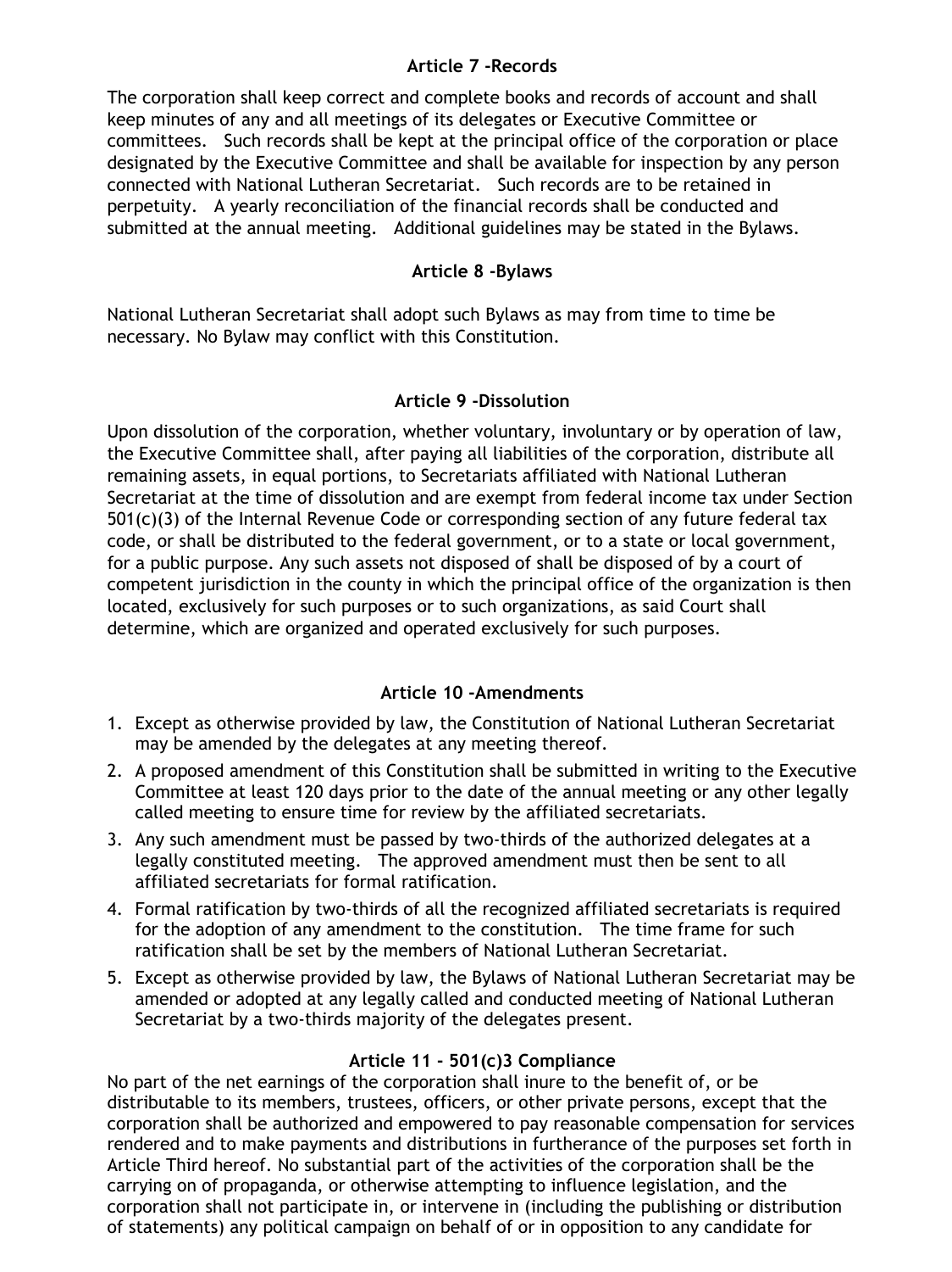## Article 7 -Records

The corporation shall keep correct and complete books and records of account and shall keep minutes of any and all meetings of its delegates or Executive Committee or committees. Such records shall be kept at the principal office of the corporation or place designated by the Executive Committee and shall be available for inspection by any person connected with National Lutheran Secretariat. Such records are to be retained in perpetuity. A yearly reconciliation of the financial records shall be conducted and submitted at the annual meeting. Additional guidelines may be stated in the Bylaws.

## Article 8 -Bylaws

National Lutheran Secretariat shall adopt such Bylaws as may from time to time be necessary. No Bylaw may conflict with this Constitution.

## Article 9 -Dissolution

Upon dissolution of the corporation, whether voluntary, involuntary or by operation of law, the Executive Committee shall, after paying all liabilities of the corporation, distribute all remaining assets, in equal portions, to Secretariats affiliated with National Lutheran Secretariat at the time of dissolution and are exempt from federal income tax under Section 501(c)(3) of the Internal Revenue Code or corresponding section of any future federal tax code, or shall be distributed to the federal government, or to a state or local government, for a public purpose. Any such assets not disposed of shall be disposed of by a court of competent jurisdiction in the county in which the principal office of the organization is then located, exclusively for such purposes or to such organizations, as said Court shall determine, which are organized and operated exclusively for such purposes.

## Article 10 -Amendments

1. Except as otherwise provided by law, the Constitution of National Lutheran Secretariat may be amended by the delegates at any meeting thereof.
2. A proposed amendment of this Constitution shall be submitted in writing to the Executive Committee at least 120 days prior to the date of the annual meeting or any other legally called meeting to ensure time for review by the affiliated secretariats.
3. Any such amendment must be passed by two-thirds of the authorized delegates at a legally constituted meeting. The approved amendment must then be sent to all affiliated secretariats for formal ratification.
4. Formal ratification by two-thirds of all the recognized affiliated secretariats is required for the adoption of any amendment to the constitution. The time frame for such ratification shall be set by the members of National Lutheran Secretariat.
5. Except as otherwise provided by law, the Bylaws of National Lutheran Secretariat may be amended or adopted at any legally called and conducted meeting of National Lutheran Secretariat by a two-thirds majority of the delegates present.

## Article 11 - 501(c)3 Compliance

No part of the net earnings of the corporation shall inure to the benefit of, or be distributable to its members, trustees, officers, or other private persons, except that the corporation shall be authorized and empowered to pay reasonable compensation for services rendered and to make payments and distributions in furtherance of the purposes set forth in Article Third hereof. No substantial part of the activities of the corporation shall be the carrying on of propaganda, or otherwise attempting to influence legislation, and the corporation shall not participate in, or intervene in (including the publishing or distribution of statements) any political campaign on behalf of or in opposition to any candidate for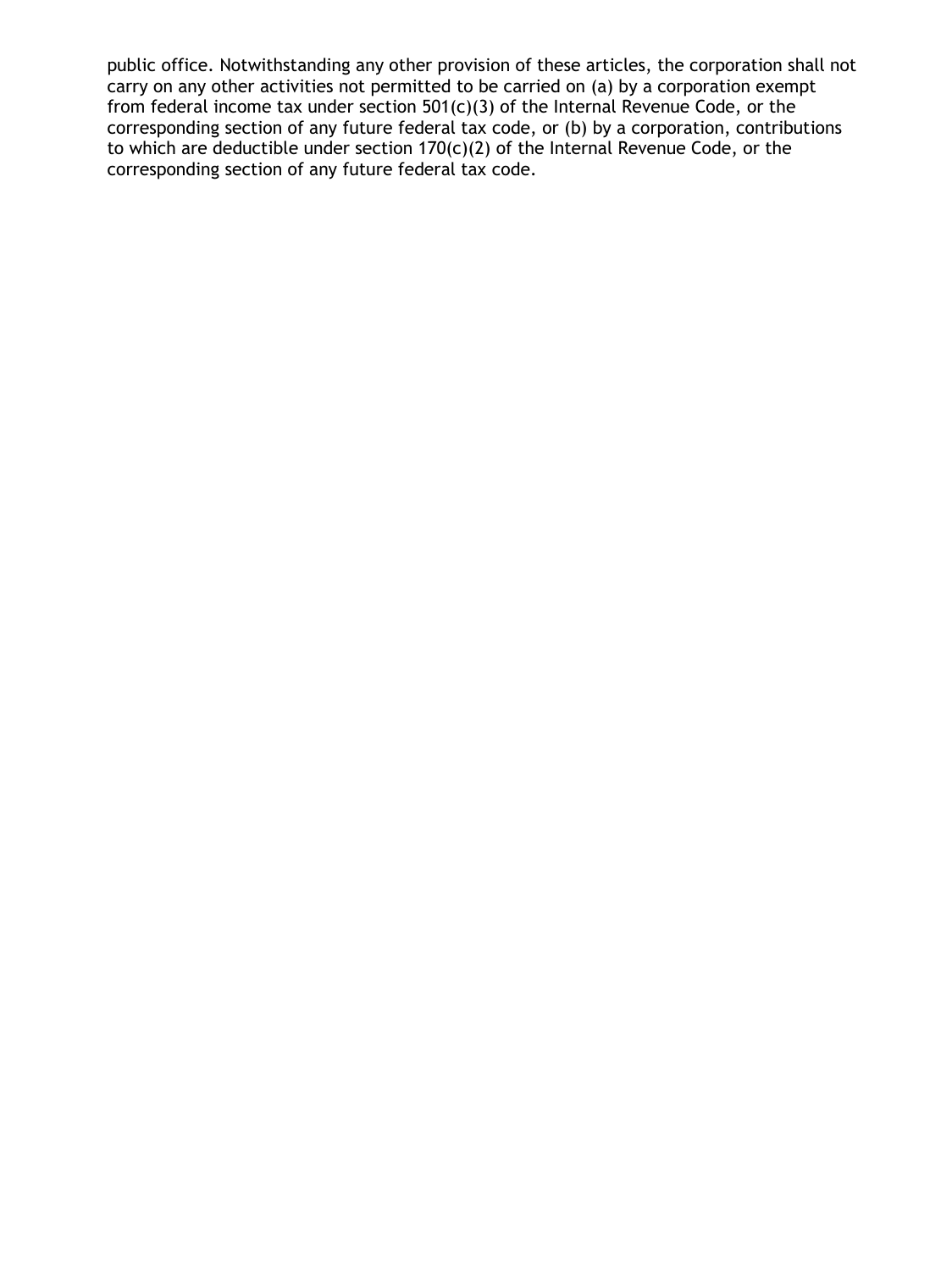public office. Notwithstanding any other provision of these articles, the corporation shall not carry on any other activities not permitted to be carried on (a) by a corporation exempt from federal income tax under section 501(c)(3) of the Internal Revenue Code, or the corresponding section of any future federal tax code, or (b) by a corporation, contributions to which are deductible under section 170(c)(2) of the Internal Revenue Code, or the corresponding section of any future federal tax code.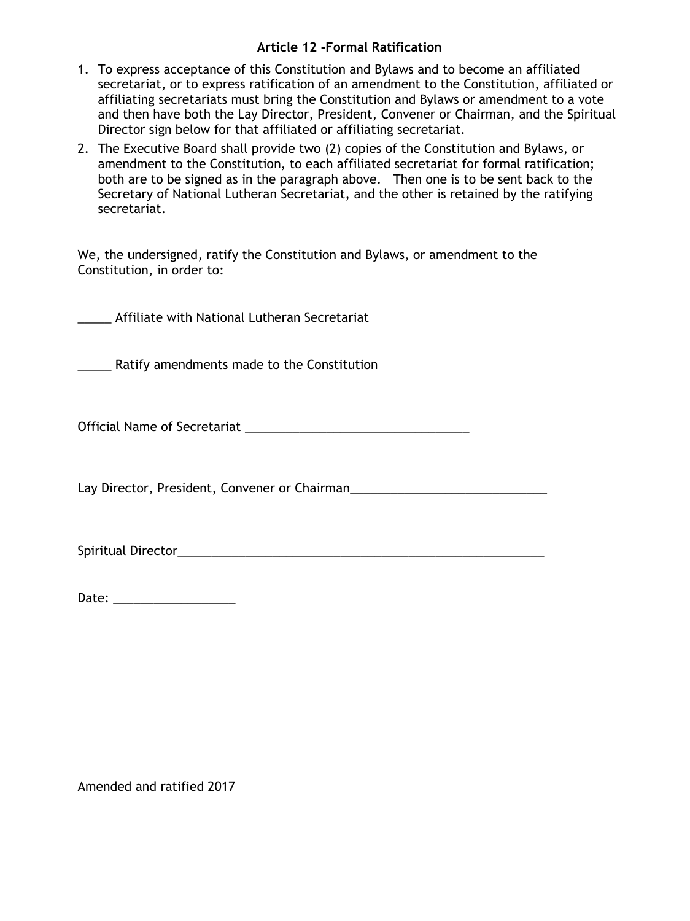### Article 12 -Formal Ratification

1. To express acceptance of this Constitution and Bylaws and to become an affiliated secretariat, or to express ratification of an amendment to the Constitution, affiliated or affiliating secretariats must bring the Constitution and Bylaws or amendment to a vote and then have both the Lay Director, President, Convener or Chairman, and the Spiritual Director sign below for that affiliated or affiliating secretariat.
2. The Executive Board shall provide two (2) copies of the Constitution and Bylaws, or amendment to the Constitution, to each affiliated secretariat for formal ratification; both are to be signed as in the paragraph above. Then one is to be sent back to the Secretary of National Lutheran Secretariat, and the other is retained by the ratifying secretariat.

We, the undersigned, ratify the Constitution and Bylaws, or amendment to the Constitution, in order to:

_____ Affiliate with National Lutheran Secretariat

_____ Ratify amendments made to the Constitution

Official Name of Secretariat ___________________________________

Lay Director, President, Convener or Chairman______________________________

Spiritual Director________________________________________________________

Date: __________________

Amended and ratified 2017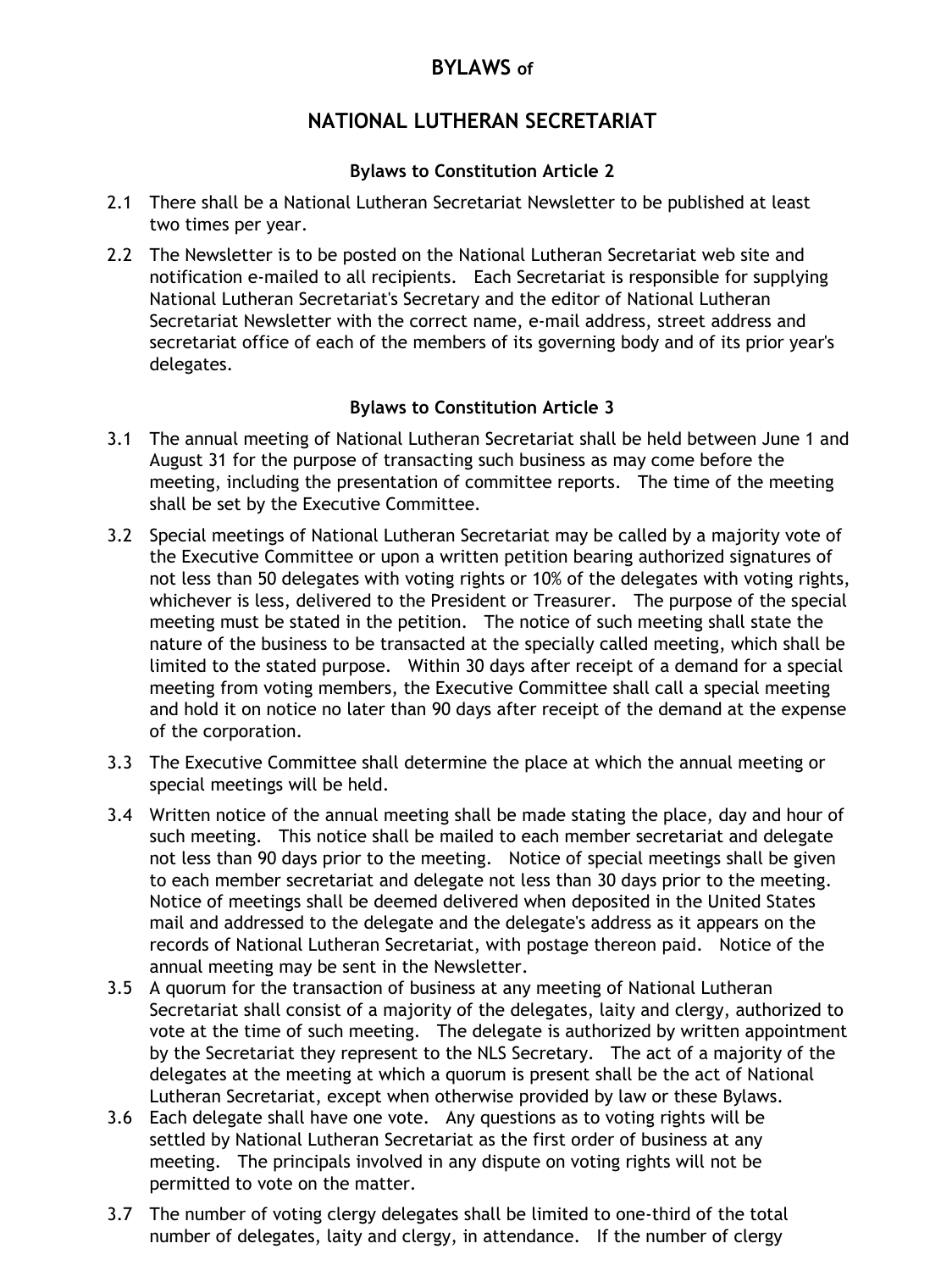# BYLAWS of

# NATIONAL LUTHERAN SECRETARIAT

### Bylaws to Constitution Article 2

2.1 There shall be a National Lutheran Secretariat Newsletter to be published at least two times per year.

2.2 The Newsletter is to be posted on the National Lutheran Secretariat web site and notification e-mailed to all recipients. Each Secretariat is responsible for supplying National Lutheran Secretariat's Secretary and the editor of National Lutheran Secretariat Newsletter with the correct name, e-mail address, street address and secretariat office of each of the members of its governing body and of its prior year's delegates.

### Bylaws to Constitution Article 3

3.1 The annual meeting of National Lutheran Secretariat shall be held between June 1 and August 31 for the purpose of transacting such business as may come before the meeting, including the presentation of committee reports. The time of the meeting shall be set by the Executive Committee.

3.2 Special meetings of National Lutheran Secretariat may be called by a majority vote of the Executive Committee or upon a written petition bearing authorized signatures of not less than 50 delegates with voting rights or 10% of the delegates with voting rights, whichever is less, delivered to the President or Treasurer. The purpose of the special meeting must be stated in the petition. The notice of such meeting shall state the nature of the business to be transacted at the specially called meeting, which shall be limited to the stated purpose. Within 30 days after receipt of a demand for a special meeting from voting members, the Executive Committee shall call a special meeting and hold it on notice no later than 90 days after receipt of the demand at the expense of the corporation.

3.3 The Executive Committee shall determine the place at which the annual meeting or special meetings will be held.

3.4 Written notice of the annual meeting shall be made stating the place, day and hour of such meeting. This notice shall be mailed to each member secretariat and delegate not less than 90 days prior to the meeting. Notice of special meetings shall be given to each member secretariat and delegate not less than 30 days prior to the meeting. Notice of meetings shall be deemed delivered when deposited in the United States mail and addressed to the delegate and the delegate's address as it appears on the records of National Lutheran Secretariat, with postage thereon paid. Notice of the annual meeting may be sent in the Newsletter.

3.5 A quorum for the transaction of business at any meeting of National Lutheran Secretariat shall consist of a majority of the delegates, laity and clergy, authorized to vote at the time of such meeting. The delegate is authorized by written appointment by the Secretariat they represent to the NLS Secretary. The act of a majority of the delegates at the meeting at which a quorum is present shall be the act of National Lutheran Secretariat, except when otherwise provided by law or these Bylaws.

3.6 Each delegate shall have one vote. Any questions as to voting rights will be settled by National Lutheran Secretariat as the first order of business at any meeting. The principals involved in any dispute on voting rights will not be permitted to vote on the matter.

3.7 The number of voting clergy delegates shall be limited to one-third of the total number of delegates, laity and clergy, in attendance. If the number of clergy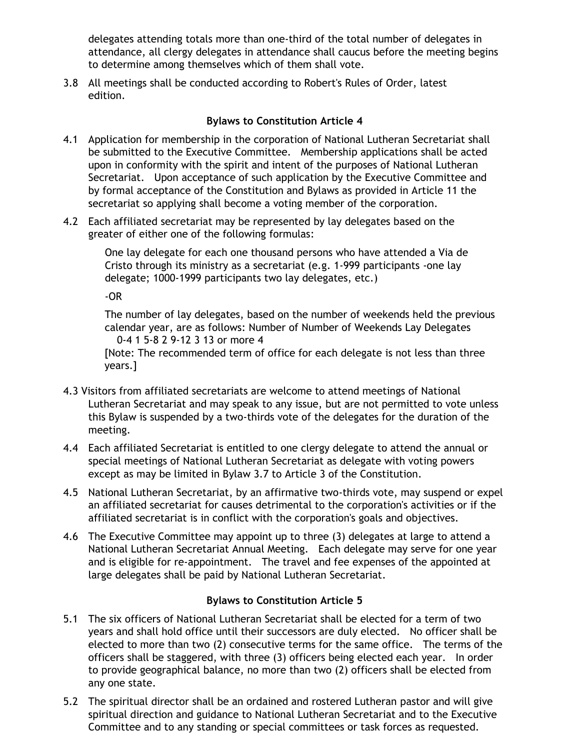delegates attending totals more than one-third of the total number of delegates in attendance, all clergy delegates in attendance shall caucus before the meeting begins to determine among themselves which of them shall vote.

3.8 All meetings shall be conducted according to Robert's Rules of Order, latest edition.

### Bylaws to Constitution Article 4

4.1 Application for membership in the corporation of National Lutheran Secretariat shall be submitted to the Executive Committee. Membership applications shall be acted upon in conformity with the spirit and intent of the purposes of National Lutheran Secretariat. Upon acceptance of such application by the Executive Committee and by formal acceptance of the Constitution and Bylaws as provided in Article 11 the secretariat so applying shall become a voting member of the corporation.

4.2 Each affiliated secretariat may be represented by lay delegates based on the greater of either one of the following formulas:

One lay delegate for each one thousand persons who have attended a Via de Cristo through its ministry as a secretariat (e.g. 1-999 participants -one lay delegate; 1000-1999 participants two lay delegates, etc.)

-OR

The number of lay delegates, based on the number of weekends held the previous calendar year, are as follows: Number of Number of Weekends Lay Delegates
0-4 1 5-8 2 9-12 3 13 or more 4

[Note: The recommended term of office for each delegate is not less than three years.]

4.3 Visitors from affiliated secretariats are welcome to attend meetings of National Lutheran Secretariat and may speak to any issue, but are not permitted to vote unless this Bylaw is suspended by a two-thirds vote of the delegates for the duration of the meeting.

4.4 Each affiliated Secretariat is entitled to one clergy delegate to attend the annual or special meetings of National Lutheran Secretariat as delegate with voting powers except as may be limited in Bylaw 3.7 to Article 3 of the Constitution.

4.5 National Lutheran Secretariat, by an affirmative two-thirds vote, may suspend or expel an affiliated secretariat for causes detrimental to the corporation's activities or if the affiliated secretariat is in conflict with the corporation's goals and objectives.

4.6 The Executive Committee may appoint up to three (3) delegates at large to attend a National Lutheran Secretariat Annual Meeting. Each delegate may serve for one year and is eligible for re-appointment. The travel and fee expenses of the appointed at large delegates shall be paid by National Lutheran Secretariat.

### Bylaws to Constitution Article 5

5.1 The six officers of National Lutheran Secretariat shall be elected for a term of two years and shall hold office until their successors are duly elected. No officer shall be elected to more than two (2) consecutive terms for the same office. The terms of the officers shall be staggered, with three (3) officers being elected each year. In order to provide geographical balance, no more than two (2) officers shall be elected from any one state.

5.2 The spiritual director shall be an ordained and rostered Lutheran pastor and will give spiritual direction and guidance to National Lutheran Secretariat and to the Executive Committee and to any standing or special committees or task forces as requested.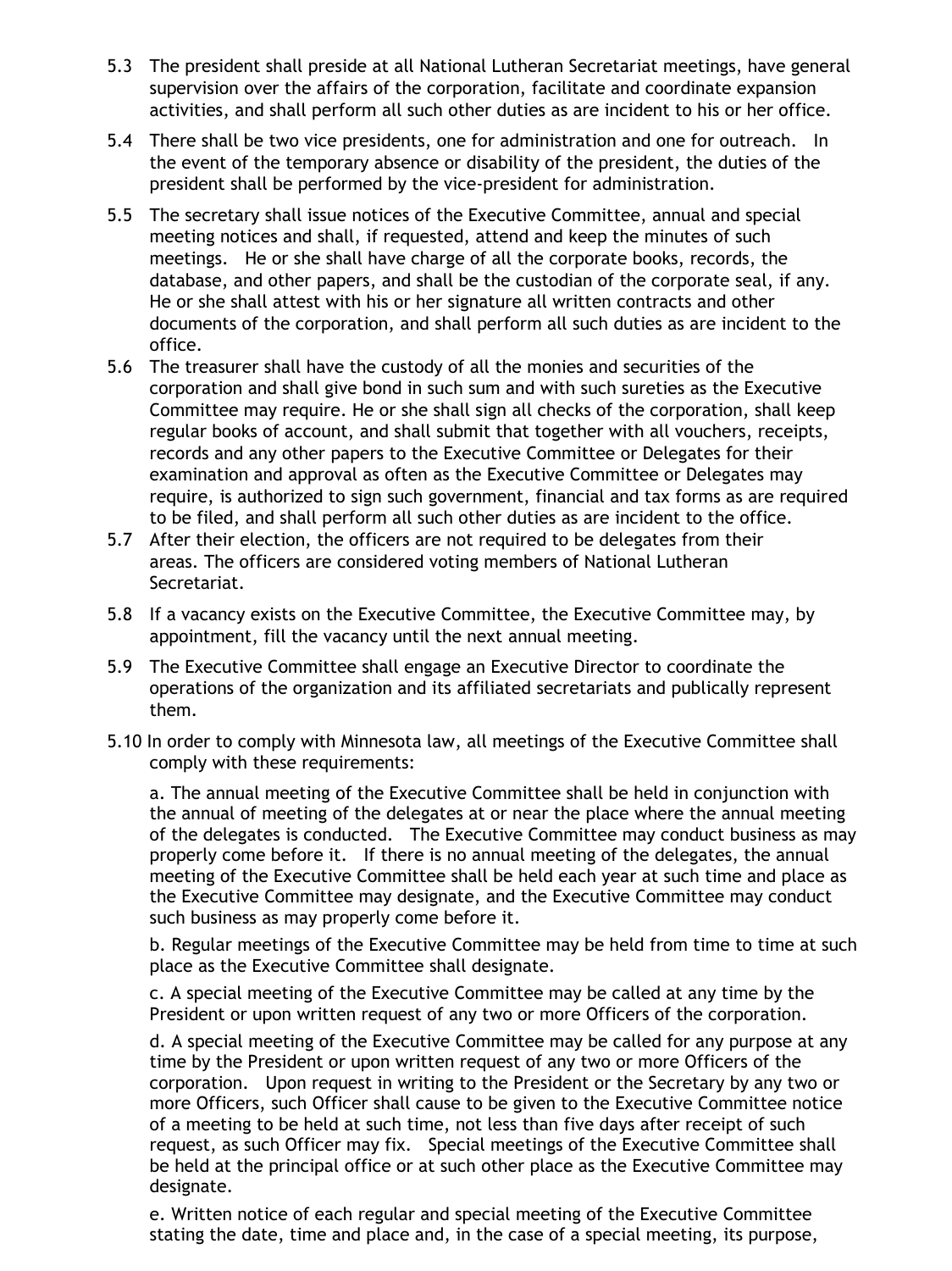5.3 The president shall preside at all National Lutheran Secretariat meetings, have general supervision over the affairs of the corporation, facilitate and coordinate expansion activities, and shall perform all such other duties as are incident to his or her office.

5.4 There shall be two vice presidents, one for administration and one for outreach. In the event of the temporary absence or disability of the president, the duties of the president shall be performed by the vice-president for administration.

5.5 The secretary shall issue notices of the Executive Committee, annual and special meeting notices and shall, if requested, attend and keep the minutes of such meetings. He or she shall have charge of all the corporate books, records, the database, and other papers, and shall be the custodian of the corporate seal, if any. He or she shall attest with his or her signature all written contracts and other documents of the corporation, and shall perform all such duties as are incident to the office.

5.6 The treasurer shall have the custody of all the monies and securities of the corporation and shall give bond in such sum and with such sureties as the Executive Committee may require. He or she shall sign all checks of the corporation, shall keep regular books of account, and shall submit that together with all vouchers, receipts, records and any other papers to the Executive Committee or Delegates for their examination and approval as often as the Executive Committee or Delegates may require, is authorized to sign such government, financial and tax forms as are required to be filed, and shall perform all such other duties as are incident to the office.

5.7 After their election, the officers are not required to be delegates from their areas. The officers are considered voting members of National Lutheran Secretariat.

5.8 If a vacancy exists on the Executive Committee, the Executive Committee may, by appointment, fill the vacancy until the next annual meeting.

5.9 The Executive Committee shall engage an Executive Director to coordinate the operations of the organization and its affiliated secretariats and publically represent them.

5.10 In order to comply with Minnesota law, all meetings of the Executive Committee shall comply with these requirements:

a. The annual meeting of the Executive Committee shall be held in conjunction with the annual of meeting of the delegates at or near the place where the annual meeting of the delegates is conducted. The Executive Committee may conduct business as may properly come before it. If there is no annual meeting of the delegates, the annual meeting of the Executive Committee shall be held each year at such time and place as the Executive Committee may designate, and the Executive Committee may conduct such business as may properly come before it.

b. Regular meetings of the Executive Committee may be held from time to time at such place as the Executive Committee shall designate.

c. A special meeting of the Executive Committee may be called at any time by the President or upon written request of any two or more Officers of the corporation.

d. A special meeting of the Executive Committee may be called for any purpose at any time by the President or upon written request of any two or more Officers of the corporation. Upon request in writing to the President or the Secretary by any two or more Officers, such Officer shall cause to be given to the Executive Committee notice of a meeting to be held at such time, not less than five days after receipt of such request, as such Officer may fix. Special meetings of the Executive Committee shall be held at the principal office or at such other place as the Executive Committee may designate.

e. Written notice of each regular and special meeting of the Executive Committee stating the date, time and place and, in the case of a special meeting, its purpose,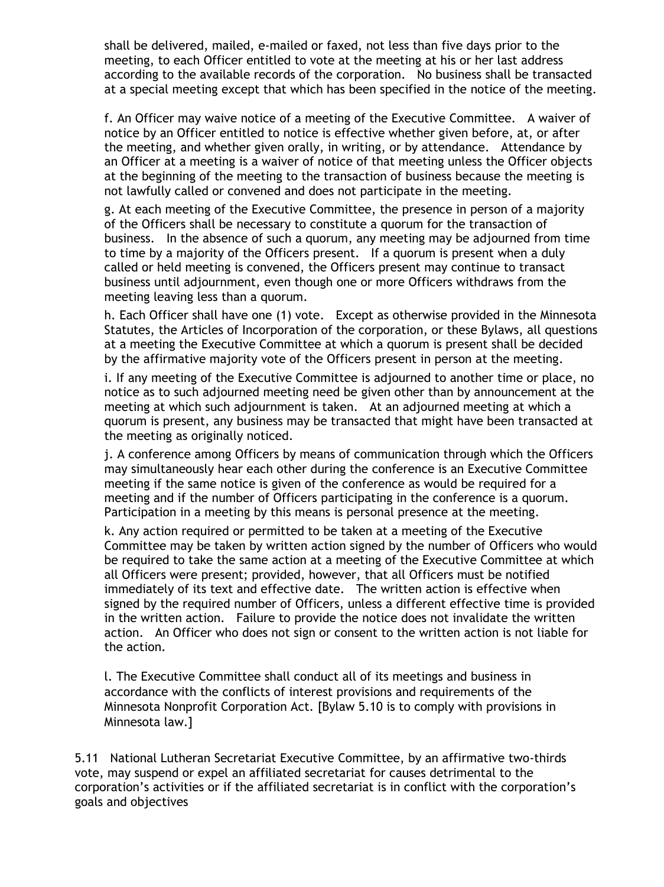shall be delivered, mailed, e-mailed or faxed, not less than five days prior to the meeting, to each Officer entitled to vote at the meeting at his or her last address according to the available records of the corporation. No business shall be transacted at a special meeting except that which has been specified in the notice of the meeting.

f. An Officer may waive notice of a meeting of the Executive Committee. A waiver of notice by an Officer entitled to notice is effective whether given before, at, or after the meeting, and whether given orally, in writing, or by attendance. Attendance by an Officer at a meeting is a waiver of notice of that meeting unless the Officer objects at the beginning of the meeting to the transaction of business because the meeting is not lawfully called or convened and does not participate in the meeting.

g. At each meeting of the Executive Committee, the presence in person of a majority of the Officers shall be necessary to constitute a quorum for the transaction of business. In the absence of such a quorum, any meeting may be adjourned from time to time by a majority of the Officers present. If a quorum is present when a duly called or held meeting is convened, the Officers present may continue to transact business until adjournment, even though one or more Officers withdraws from the meeting leaving less than a quorum.

h. Each Officer shall have one (1) vote. Except as otherwise provided in the Minnesota Statutes, the Articles of Incorporation of the corporation, or these Bylaws, all questions at a meeting the Executive Committee at which a quorum is present shall be decided by the affirmative majority vote of the Officers present in person at the meeting.

i. If any meeting of the Executive Committee is adjourned to another time or place, no notice as to such adjourned meeting need be given other than by announcement at the meeting at which such adjournment is taken. At an adjourned meeting at which a quorum is present, any business may be transacted that might have been transacted at the meeting as originally noticed.

j. A conference among Officers by means of communication through which the Officers may simultaneously hear each other during the conference is an Executive Committee meeting if the same notice is given of the conference as would be required for a meeting and if the number of Officers participating in the conference is a quorum. Participation in a meeting by this means is personal presence at the meeting.

k. Any action required or permitted to be taken at a meeting of the Executive Committee may be taken by written action signed by the number of Officers who would be required to take the same action at a meeting of the Executive Committee at which all Officers were present; provided, however, that all Officers must be notified immediately of its text and effective date. The written action is effective when signed by the required number of Officers, unless a different effective time is provided in the written action. Failure to provide the notice does not invalidate the written action. An Officer who does not sign or consent to the written action is not liable for the action.

l. The Executive Committee shall conduct all of its meetings and business in accordance with the conflicts of interest provisions and requirements of the Minnesota Nonprofit Corporation Act. [Bylaw 5.10 is to comply with provisions in Minnesota law.]

5.11 National Lutheran Secretariat Executive Committee, by an affirmative two-thirds vote, may suspend or expel an affiliated secretariat for causes detrimental to the corporation's activities or if the affiliated secretariat is in conflict with the corporation's goals and objectives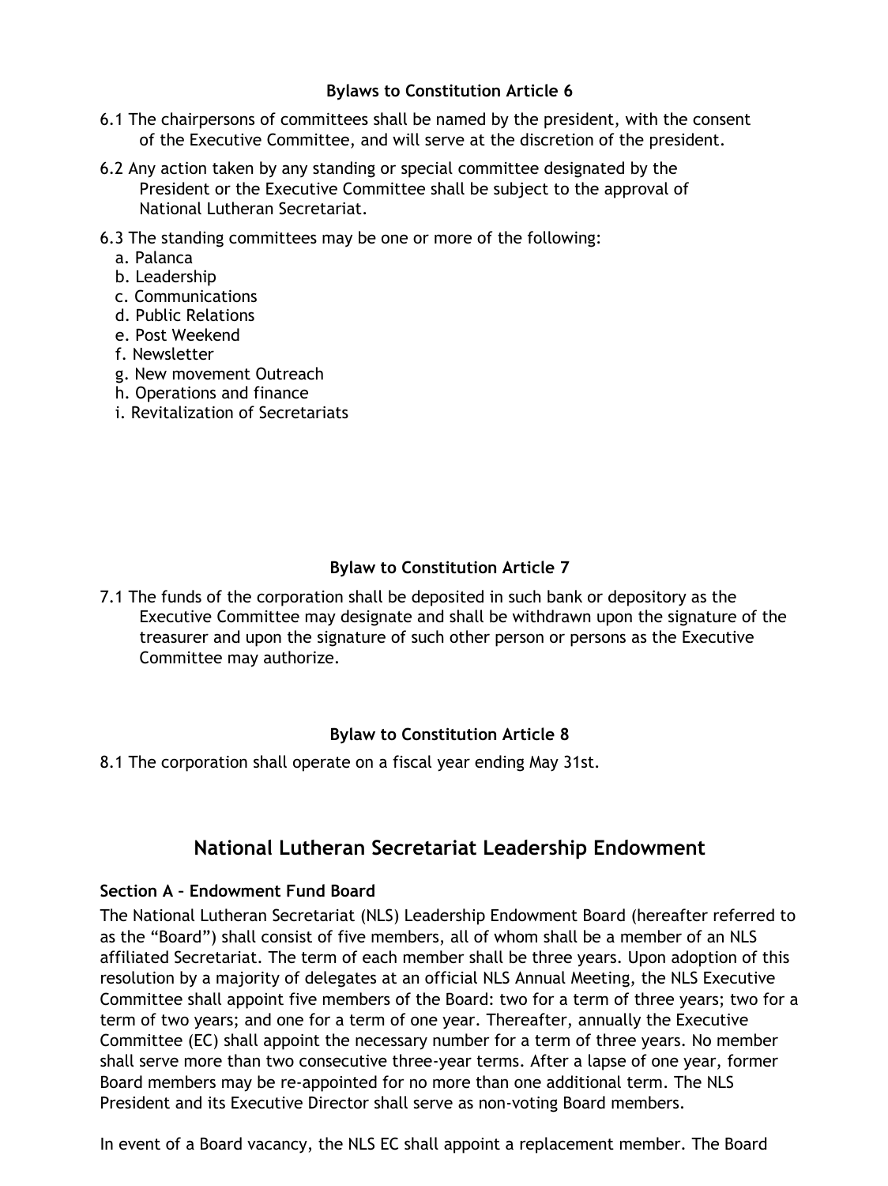### Bylaws to Constitution Article 6

6.1 The chairpersons of committees shall be named by the president, with the consent of the Executive Committee, and will serve at the discretion of the president.

6.2 Any action taken by any standing or special committee designated by the President or the Executive Committee shall be subject to the approval of National Lutheran Secretariat.

6.3 The standing committees may be one or more of the following:

a. Palanca
b. Leadership
c. Communications
d. Public Relations
e. Post Weekend
f. Newsletter
g. New movement Outreach
h. Operations and finance
i. Revitalization of Secretariats

### Bylaw to Constitution Article 7

7.1 The funds of the corporation shall be deposited in such bank or depository as the Executive Committee may designate and shall be withdrawn upon the signature of the treasurer and upon the signature of such other person or persons as the Executive Committee may authorize.

### Bylaw to Constitution Article 8

8.1 The corporation shall operate on a fiscal year ending May 31st.

## National Lutheran Secretariat Leadership Endowment

**Section A – Endowment Fund Board**

The National Lutheran Secretariat (NLS) Leadership Endowment Board (hereafter referred to as the "Board") shall consist of five members, all of whom shall be a member of an NLS affiliated Secretariat. The term of each member shall be three years. Upon adoption of this resolution by a majority of delegates at an official NLS Annual Meeting, the NLS Executive Committee shall appoint five members of the Board: two for a term of three years; two for a term of two years; and one for a term of one year. Thereafter, annually the Executive Committee (EC) shall appoint the necessary number for a term of three years. No member shall serve more than two consecutive three-year terms. After a lapse of one year, former Board members may be re-appointed for no more than one additional term. The NLS President and its Executive Director shall serve as non-voting Board members.

In event of a Board vacancy, the NLS EC shall appoint a replacement member. The Board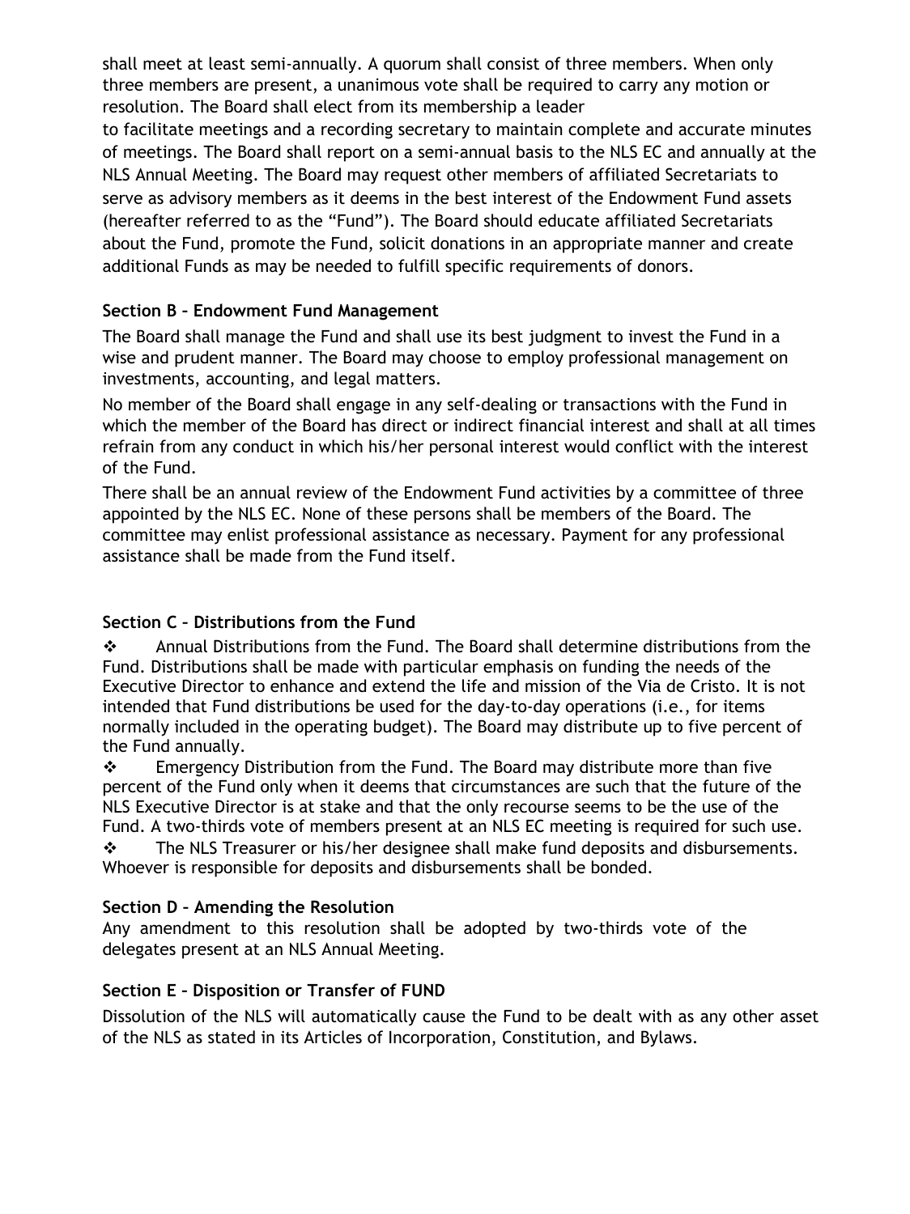shall meet at least semi-annually. A quorum shall consist of three members. When only three members are present, a unanimous vote shall be required to carry any motion or resolution. The Board shall elect from its membership a leader
to facilitate meetings and a recording secretary to maintain complete and accurate minutes of meetings. The Board shall report on a semi-annual basis to the NLS EC and annually at the NLS Annual Meeting. The Board may request other members of affiliated Secretariats to serve as advisory members as it deems in the best interest of the Endowment Fund assets (hereafter referred to as the "Fund"). The Board should educate affiliated Secretariats about the Fund, promote the Fund, solicit donations in an appropriate manner and create additional Funds as may be needed to fulfill specific requirements of donors.

**Section B – Endowment Fund Management**

The Board shall manage the Fund and shall use its best judgment to invest the Fund in a wise and prudent manner. The Board may choose to employ professional management on investments, accounting, and legal matters.

No member of the Board shall engage in any self-dealing or transactions with the Fund in which the member of the Board has direct or indirect financial interest and shall at all times refrain from any conduct in which his/her personal interest would conflict with the interest of the Fund.

There shall be an annual review of the Endowment Fund activities by a committee of three appointed by the NLS EC. None of these persons shall be members of the Board. The committee may enlist professional assistance as necessary. Payment for any professional assistance shall be made from the Fund itself.

**Section C – Distributions from the Fund**

- Annual Distributions from the Fund. The Board shall determine distributions from the Fund. Distributions shall be made with particular emphasis on funding the needs of the Executive Director to enhance and extend the life and mission of the Via de Cristo. It is not intended that Fund distributions be used for the day-to-day operations (i.e., for items normally included in the operating budget). The Board may distribute up to five percent of the Fund annually.
- Emergency Distribution from the Fund. The Board may distribute more than five percent of the Fund only when it deems that circumstances are such that the future of the NLS Executive Director is at stake and that the only recourse seems to be the use of the Fund. A two-thirds vote of members present at an NLS EC meeting is required for such use.
- The NLS Treasurer or his/her designee shall make fund deposits and disbursements. Whoever is responsible for deposits and disbursements shall be bonded.

**Section D – Amending the Resolution**

Any amendment to this resolution shall be adopted by two-thirds vote of the delegates present at an NLS Annual Meeting.

**Section E – Disposition or Transfer of FUND**

Dissolution of the NLS will automatically cause the Fund to be dealt with as any other asset of the NLS as stated in its Articles of Incorporation, Constitution, and Bylaws.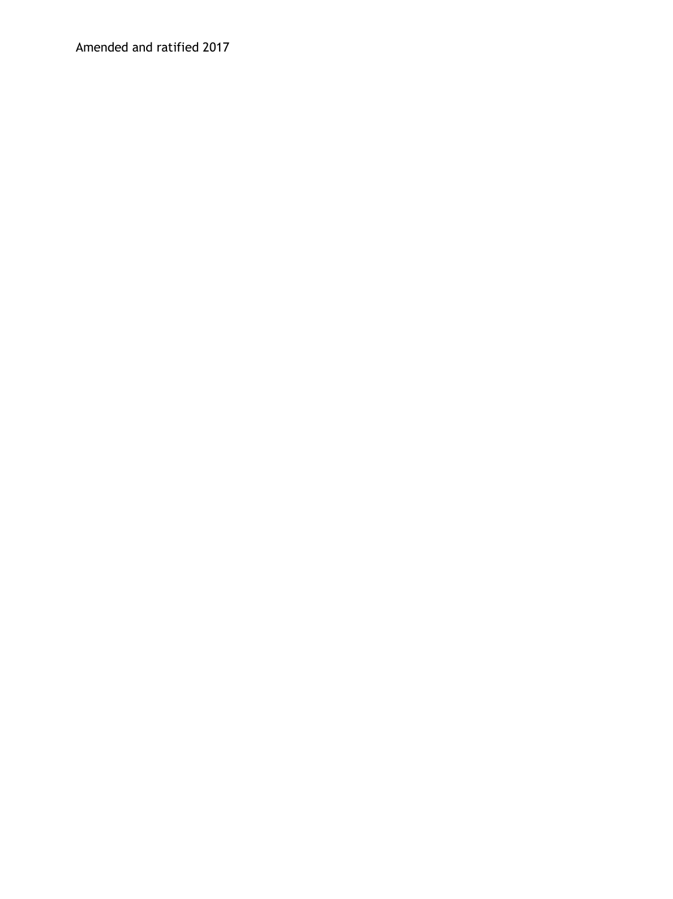Amended and ratified 2017